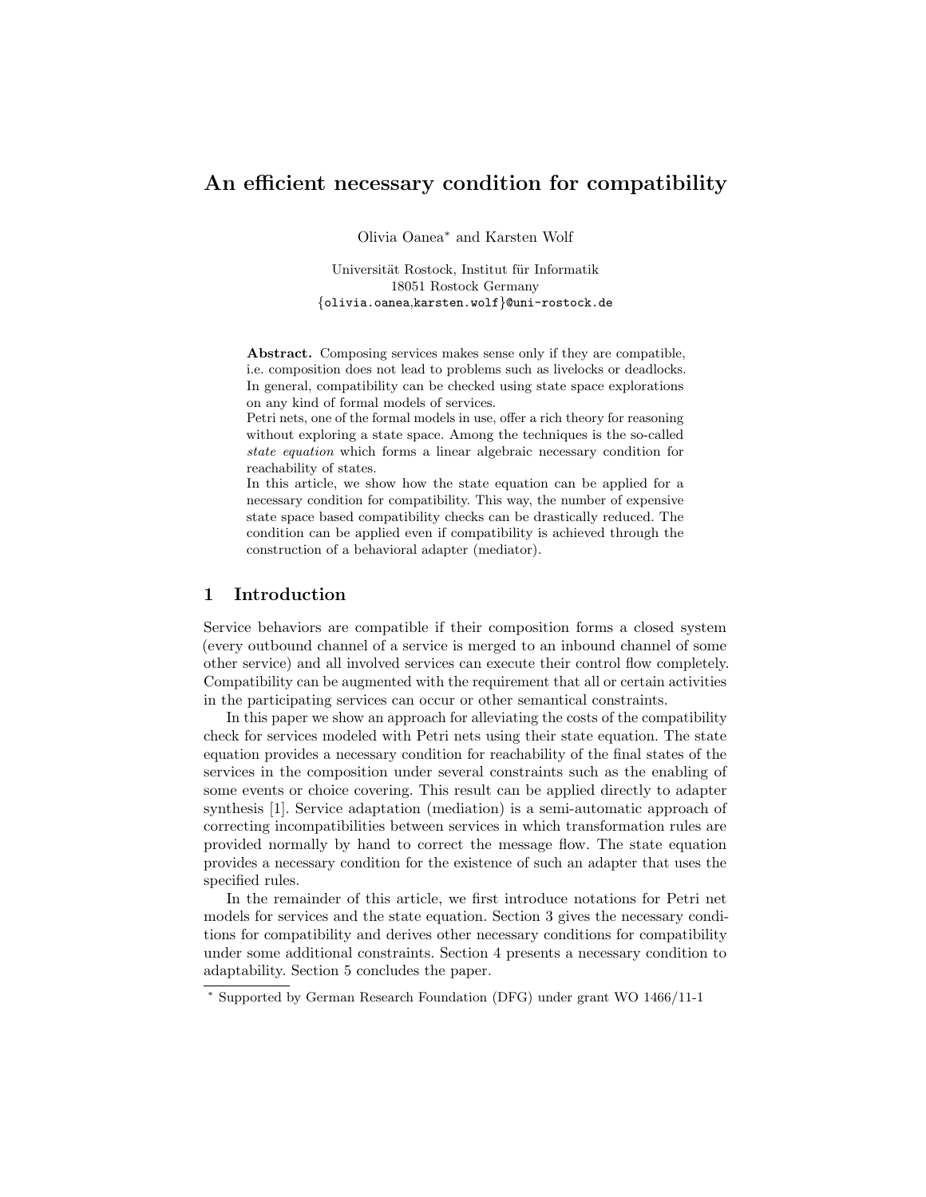# An efficient necessary condition for compatibility

Olivia Oanea* and Karsten Wolf

Universität Rostock, Institut für Informatik
18051 Rostock Germany
{olivia.oanea,karsten.wolf}@uni-rostock.de

**Abstract.** Composing services makes sense only if they are compatible, i.e. composition does not lead to problems such as livelocks or deadlocks. In general, compatibility can be checked using state space explorations on any kind of formal models of services.
Petri nets, one of the formal models in use, offer a rich theory for reasoning without exploring a state space. Among the techniques is the so-called *state equation* which forms a linear algebraic necessary condition for reachability of states.
In this article, we show how the state equation can be applied for a necessary condition for compatibility. This way, the number of expensive state space based compatibility checks can be drastically reduced. The condition can be applied even if compatibility is achieved through the construction of a behavioral adapter (mediator).

## 1 Introduction

Service behaviors are compatible if their composition forms a closed system (every outbound channel of a service is merged to an inbound channel of some other service) and all involved services can execute their control flow completely. Compatibility can be augmented with the requirement that all or certain activities in the participating services can occur or other semantical constraints.

In this paper we show an approach for alleviating the costs of the compatibility check for services modeled with Petri nets using their state equation. The state equation provides a necessary condition for reachability of the final states of the services in the composition under several constraints such as the enabling of some events or choice covering. This result can be applied directly to adapter synthesis [1]. Service adaptation (mediation) is a semi-automatic approach of correcting incompatibilities between services in which transformation rules are provided normally by hand to correct the message flow. The state equation provides a necessary condition for the existence of such an adapter that uses the specified rules.

In the remainder of this article, we first introduce notations for Petri net models for services and the state equation. Section 3 gives the necessary conditions for compatibility and derives other necessary conditions for compatibility under some additional constraints. Section 4 presents a necessary condition to adaptability. Section 5 concludes the paper.

* Supported by German Research Foundation (DFG) under grant WO 1466/11-1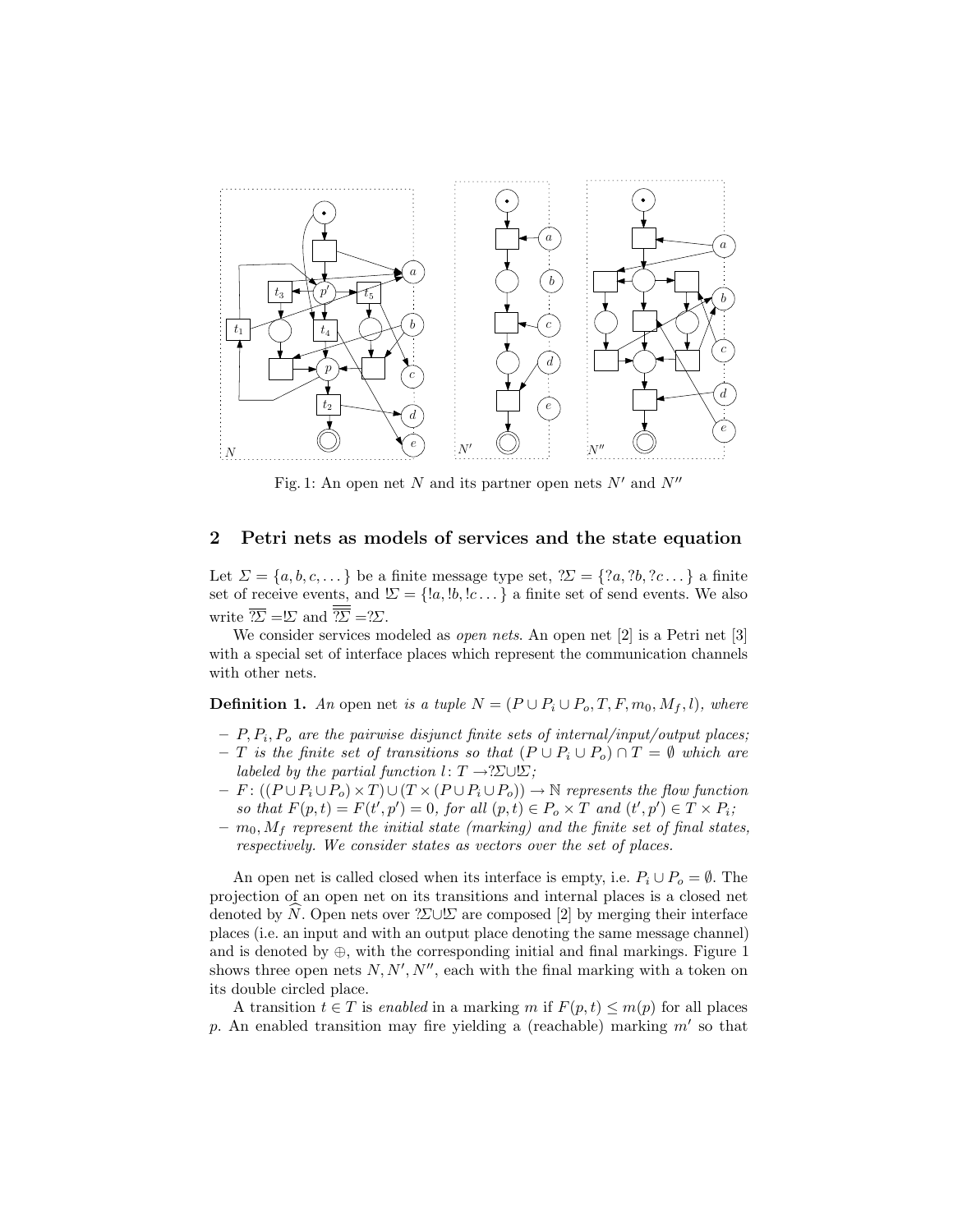Fig. 1: An open net $N$ and its partner open nets $N'$ and $N''$

## 2 Petri nets as models of services and the state equation

Let $\Sigma = \{a, b, c, \dots\}$ be a finite message type set, $?\Sigma = \{?a, ?b, ?c \dots\}$ a finite set of receive events, and $!\Sigma = \{!a, !b, !c \dots\}$ a finite set of send events. We also write $\overline{?\Sigma} = !\Sigma$ and $\overline{\overline{?\Sigma}} = ?\Sigma$.

We consider services modeled as *open nets*. An open net [2] is a Petri net [3] with a special set of interface places which represent the communication channels with other nets.

**Definition 1.** *An* open net *is a tuple $N = (P \cup P_i \cup P_o, T, F, m_0, M_f, l)$, where*

- *$P, P_i, P_o$ are the pairwise disjunct finite sets of internal/input/output places;*
- *$T$ is the finite set of transitions so that $(P \cup P_i \cup P_o) \cap T = \emptyset$ which are labeled by the partial function $l \colon T \rightarrow ?\Sigma \cup !\Sigma$;*
- *$F \colon ((P \cup P_i \cup P_o) \times T) \cup (T \times (P \cup P_i \cup P_o)) \rightarrow \mathbb{N}$ represents the flow function so that $F(p, t) = F(t', p') = 0$, for all $(p, t) \in P_o \times T$ and $(t', p') \in T \times P_i$;*
- *$m_0, M_f$ represent the initial state (marking) and the finite set of final states, respectively. We consider states as vectors over the set of places.*

An open net is called closed when its interface is empty, i.e. $P_i \cup P_o = \emptyset$. The projection of an open net on its transitions and internal places is a closed net denoted by $\widehat{N}$. Open nets over $?\Sigma \cup !\Sigma$ are composed [2] by merging their interface places (i.e. an input and with an output place denoting the same message channel) and is denoted by $\oplus$, with the corresponding initial and final markings. Figure 1 shows three open nets $N, N', N''$, each with the final marking with a token on its double circled place.

A transition $t \in T$ is *enabled* in a marking $m$ if $F(p, t) \leq m(p)$ for all places $p$. An enabled transition may fire yielding a (reachable) marking $m'$ so that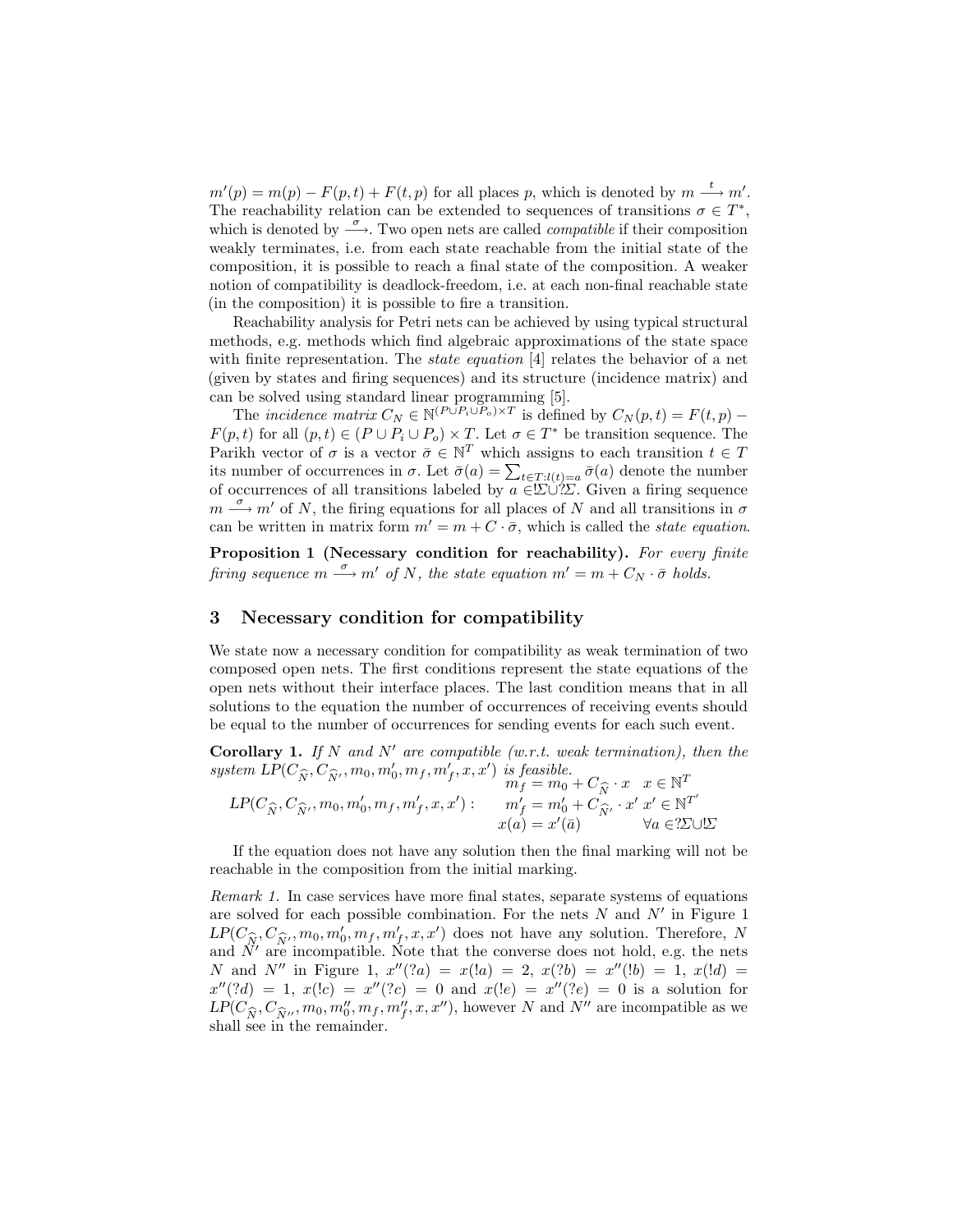$m'(p) = m(p) - F(p,t) + F(t,p)$ for all places $p$, which is denoted by $m \xrightarrow{t} m'$. The reachability relation can be extended to sequences of transitions $\sigma \in T^*$, which is denoted by $\xrightarrow{\sigma}$. Two open nets are called *compatible* if their composition weakly terminates, i.e. from each state reachable from the initial state of the composition, it is possible to reach a final state of the composition. A weaker notion of compatibility is deadlock-freedom, i.e. at each non-final reachable state (in the composition) it is possible to fire a transition.

Reachability analysis for Petri nets can be achieved by using typical structural methods, e.g. methods which find algebraic approximations of the state space with finite representation. The *state equation* [4] relates the behavior of a net (given by states and firing sequences) and its structure (incidence matrix) and can be solved using standard linear programming [5].

The *incidence matrix* $C_N \in \mathbb{N}^{(P \cup P_i \cup P_o) \times T}$ is defined by $C_N(p,t) = F(t,p) - F(p,t)$ for all $(p,t) \in (P \cup P_i \cup P_o) \times T$. Let $\sigma \in T^*$ be transition sequence. The Parikh vector of $\sigma$ is a vector $\bar{\sigma} \in \mathbb{N}^T$ which assigns to each transition $t \in T$ its number of occurrences in $\sigma$. Let $\bar{\sigma}(a) = \sum_{t \in T : l(t) = a} \bar{\sigma}(a)$ denote the number of occurrences of all transitions labeled by $a \in !\Sigma \cup ?\Sigma$. Given a firing sequence $m \xrightarrow{\sigma} m'$ of $N$, the firing equations for all places of $N$ and all transitions in $\sigma$ can be written in matrix form $m' = m + C \cdot \bar{\sigma}$, which is called the *state equation*.

**Proposition 1 (Necessary condition for reachability).** *For every finite firing sequence $m \xrightarrow{\sigma} m'$ of $N$, the state equation $m' = m + C_N \cdot \bar{\sigma}$ holds.*

## 3 Necessary condition for compatibility

We state now a necessary condition for compatibility as weak termination of two composed open nets. The first conditions represent the state equations of the open nets without their interface places. The last condition means that in all solutions to the equation the number of occurrences of receiving events should be equal to the number of occurrences for sending events for each such event.

**Corollary 1.** *If $N$ and $N'$ are compatible (w.r.t. weak termination), then the system $LP(C_{\widehat{N}}, C_{\widehat{N}'}, m_0, m_0', m_f, m_f', x, x')$ is feasible.*

$$LP(C_{\widehat{N}}, C_{\widehat{N}'}, m_0, m_0', m_f, m_f', x, x') : \quad \begin{array}{rl} m_f = m_0 + C_{\widehat{N}} \cdot x & x \in \mathbb{N}^T \\ m_f' = m_0' + C_{\widehat{N}'} \cdot x' & x' \in \mathbb{N}^{T'} \\ x(a) = x'(\bar{a}) & \forall a \in ?\Sigma \cup !\Sigma \end{array}$$

If the equation does not have any solution then the final marking will not be reachable in the composition from the initial marking.

*Remark 1.* In case services have more final states, separate systems of equations are solved for each possible combination. For the nets $N$ and $N'$ in Figure 1 $LP(C_{\widehat{N}}, C_{\widehat{N}'}, m_0, m_0', m_f, m_f', x, x')$ does not have any solution. Therefore, $N$ and $N'$ are incompatible. Note that the converse does not hold, e.g. the nets $N$ and $N''$ in Figure 1, $x''(?a) = x(!a) = 2$, $x(?b) = x''(!b) = 1$, $x(!d) = x''(?d) = 1$, $x(!c) = x''(?c) = 0$ and $x(!e) = x''(?e) = 0$ is a solution for $LP(C_{\widehat{N}}, C_{\widehat{N}''}, m_0, m_0'', m_f, m_f'', x, x'')$, however $N$ and $N''$ are incompatible as we shall see in the remainder.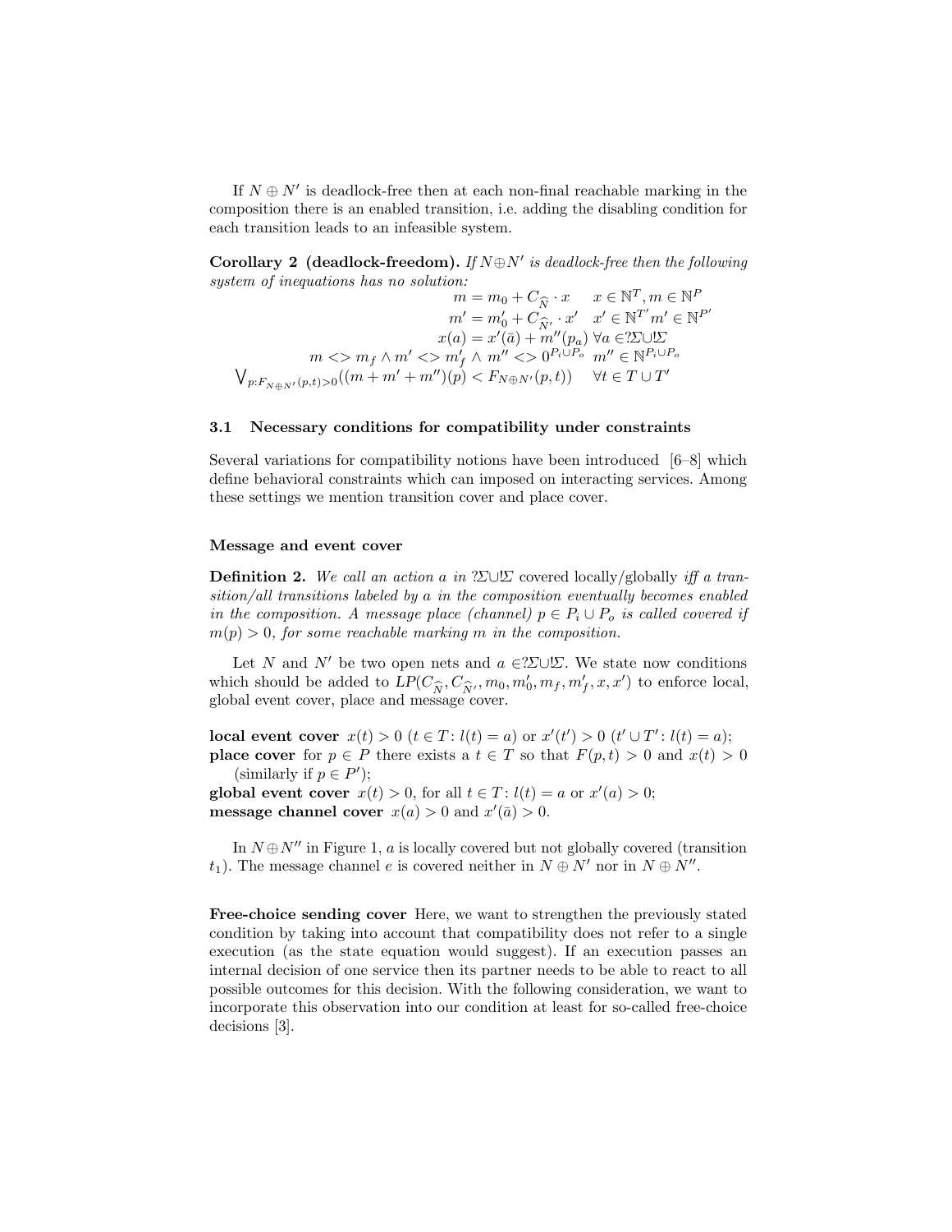If $N \oplus N'$ is deadlock-free then at each non-final reachable marking in the composition there is an enabled transition, i.e. adding the disabling condition for each transition leads to an infeasible system.

**Corollary 2 (deadlock-freedom).** *If $N \oplus N'$ is deadlock-free then the following system of inequations has no solution:*

$$
\begin{array}{rl}
m = m_0 + C_{\widehat{N}} \cdot x & x \in \mathbb{N}^T, m \in \mathbb{N}^P \\
m' = m'_0 + C_{\widehat{N'}} \cdot x' & x' \in \mathbb{N}^{T'} m' \in \mathbb{N}^{P'} \\
x(a) = x'(\bar{a}) + m''(p_a) & \forall a \in ?\Sigma \cup !\Sigma \\
m <> m_f \wedge m' <> m'_f \wedge m'' <> 0^{P_i \cup P_o} & m'' \in \mathbb{N}^{P_i \cup P_o} \\
\bigvee_{p : F_{N \oplus N'}(p,t) > 0} ((m + m' + m'')(p) < F_{N \oplus N'}(p,t)) & \forall t \in T \cup T'
\end{array}
$$

### 3.1 Necessary conditions for compatibility under constraints

Several variations for compatibility notions have been introduced [6–8] which define behavioral constraints which can imposed on interacting services. Among these settings we mention transition cover and place cover.

#### Message and event cover

**Definition 2.** *We call an action $a$ in $?\Sigma \cup !\Sigma$* covered locally/globally *iff a transition/all transitions labeled by $a$ in the composition eventually becomes enabled in the composition. A message place (channel) $p \in P_i \cup P_o$ is called covered if $m(p) > 0$, for some reachable marking $m$ in the composition.*

Let $N$ and $N'$ be two open nets and $a \in ?\Sigma \cup !\Sigma$. We state now conditions which should be added to $LP(C_{\widehat{N}}, C_{\widehat{N'}}, m_0, m'_0, m_f, m'_f, x, x')$ to enforce local, global event cover, place and message cover.

**local event cover** $x(t) > 0$ $(t \in T : l(t) = a)$ or $x'(t') > 0$ $(t' \cup T' : l(t) = a)$;
**place cover** for $p \in P$ there exists a $t \in T$ so that $F(p,t) > 0$ and $x(t) > 0$ (similarly if $p \in P'$);
**global event cover** $x(t) > 0$, for all $t \in T : l(t) = a$ or $x'(a) > 0$;
**message channel cover** $x(a) > 0$ and $x'(\bar{a}) > 0$.

In $N \oplus N''$ in Figure 1, $a$ is locally covered but not globally covered (transition $t_1$). The message channel $e$ is covered neither in $N \oplus N'$ nor in $N \oplus N''$.

**Free-choice sending cover** Here, we want to strengthen the previously stated condition by taking into account that compatibility does not refer to a single execution (as the state equation would suggest). If an execution passes an internal decision of one service then its partner needs to be able to react to all possible outcomes for this decision. With the following consideration, we want to incorporate this observation into our condition at least for so-called free-choice decisions [3].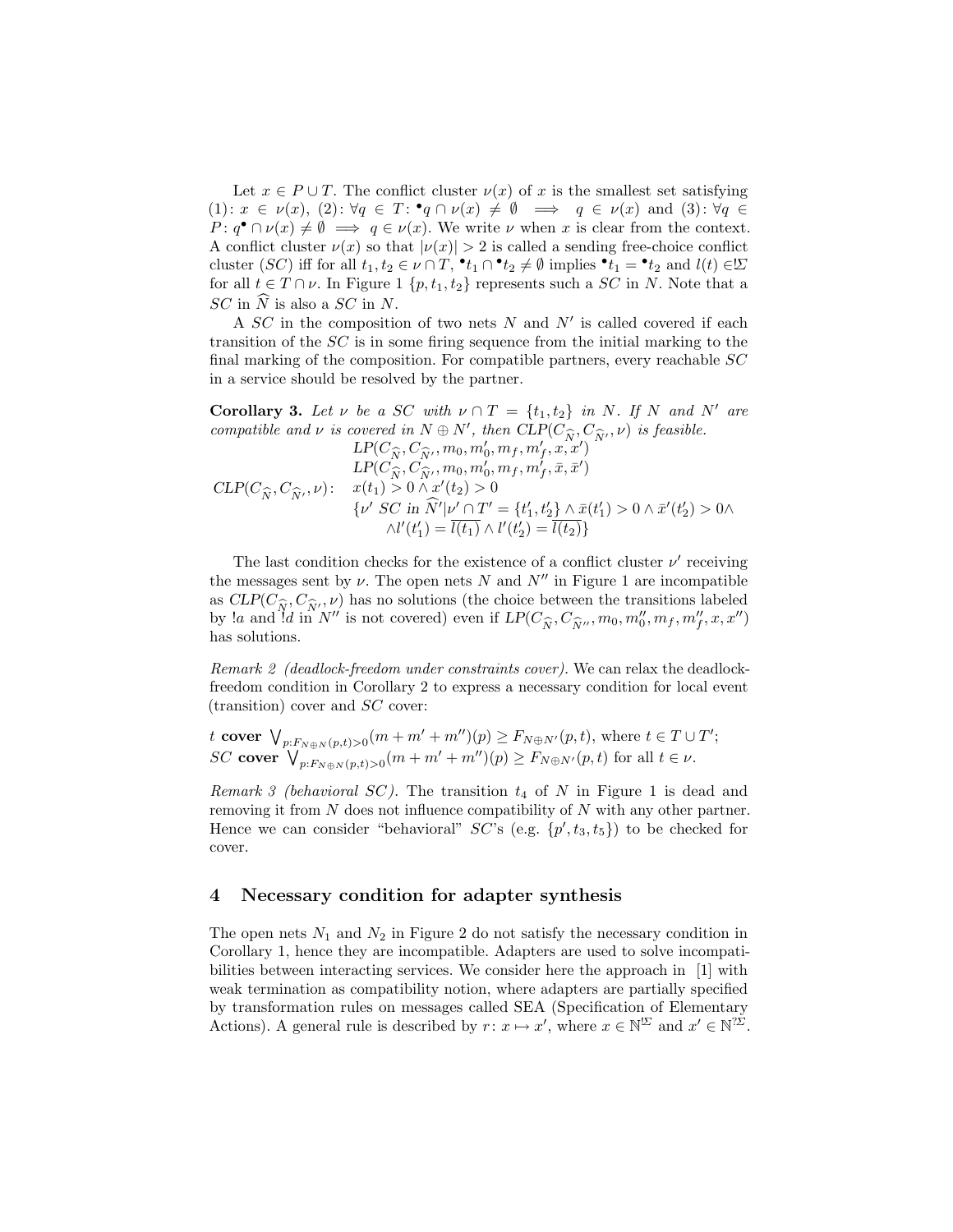Let $x \in P \cup T$. The conflict cluster $\nu(x)$ of $x$ is the smallest set satisfying (1): $x \in \nu(x)$, (2): $\forall q \in T \colon {}^\bullet q \cap \nu(x) \neq \emptyset \implies q \in \nu(x)$ and (3): $\forall q \in P \colon q^\bullet \cap \nu(x) \neq \emptyset \implies q \in \nu(x)$. We write $\nu$ when $x$ is clear from the context. A conflict cluster $\nu(x)$ so that $|\nu(x)| > 2$ is called a sending free-choice conflict cluster ($SC$) iff for all $t_1, t_2 \in \nu \cap T$, ${}^\bullet t_1 \cap {}^\bullet t_2 \neq \emptyset$ implies ${}^\bullet t_1 = {}^\bullet t_2$ and $l(t) \in !\Sigma$ for all $t \in T \cap \nu$. In Figure 1 $\{p, t_1, t_2\}$ represents such a $SC$ in $N$. Note that a $SC$ in $\widehat{N}$ is also a $SC$ in $N$.

A $SC$ in the composition of two nets $N$ and $N'$ is called covered if each transition of the $SC$ is in some firing sequence from the initial marking to the final marking of the composition. For compatible partners, every reachable $SC$ in a service should be resolved by the partner.

**Corollary 3.** *Let $\nu$ be a $SC$ with $\nu \cap T = \{t_1, t_2\}$ in $N$. If $N$ and $N'$ are compatible and $\nu$ is covered in $N \oplus N'$, then $CLP(C_{\widehat{N}}, C_{\widehat{N'}}, \nu)$ is feasible.*

$$
CLP(C_{\widehat{N}}, C_{\widehat{N'}}, \nu)\colon \quad
\begin{array}{l}
LP(C_{\widehat{N}}, C_{\widehat{N'}}, m_0, m'_0, m_f, m'_f, x, x') \\
LP(C_{\widehat{N}}, C_{\widehat{N'}}, m_0, m'_0, m_f, m'_f, \bar{x}, \bar{x}') \\
x(t_1) > 0 \wedge x'(t_2) > 0 \\
\{\nu' \ SC \text{ in } \widehat{N}' | \nu' \cap T' = \{t'_1, t'_2\} \wedge \bar{x}(t'_1) > 0 \wedge \bar{x}'(t'_2) > 0 \wedge \\
\quad \wedge l'(t'_1) = \overline{l(t_1)} \wedge l'(t'_2) = \overline{l(t_2)}\}
\end{array}
$$

The last condition checks for the existence of a conflict cluster $\nu'$ receiving the messages sent by $\nu$. The open nets $N$ and $N''$ in Figure 1 are incompatible as $CLP(C_{\widehat{N}}, C_{\widehat{N'}}, \nu)$ has no solutions (the choice between the transitions labeled by $!a$ and $!d$ in $N''$ is not covered) even if $LP(C_{\widehat{N}}, C_{\widehat{N''}}, m_0, m''_0, m_f, m''_f, x, x'')$ has solutions.

*Remark 2 (deadlock-freedom under constraints cover).* We can relax the deadlock-freedom condition in Corollary 2 to express a necessary condition for local event (transition) cover and $SC$ cover:

$t$ **cover** $\bigvee_{p: F_{N \oplus N}(p,t) > 0} (m + m' + m'')(p) \geq F_{N \oplus N'}(p, t)$, where $t \in T \cup T'$;
$SC$ **cover** $\bigvee_{p: F_{N \oplus N}(p,t) > 0} (m + m' + m'')(p) \geq F_{N \oplus N'}(p, t)$ for all $t \in \nu$.

*Remark 3 (behavioral SC).* The transition $t_4$ of $N$ in Figure 1 is dead and removing it from $N$ does not influence compatibility of $N$ with any other partner. Hence we can consider "behavioral" $SC$'s (e.g. $\{p', t_3, t_5\}$) to be checked for cover.

## 4 Necessary condition for adapter synthesis

The open nets $N_1$ and $N_2$ in Figure 2 do not satisfy the necessary condition in Corollary 1, hence they are incompatible. Adapters are used to solve incompatibilities between interacting services. We consider here the approach in [1] with weak termination as compatibility notion, where adapters are partially specified by transformation rules on messages called SEA (Specification of Elementary Actions). A general rule is described by $r \colon x \mapsto x'$, where $x \in \mathbb{N}^{!\Sigma}$ and $x' \in \mathbb{N}^{?\Sigma}$.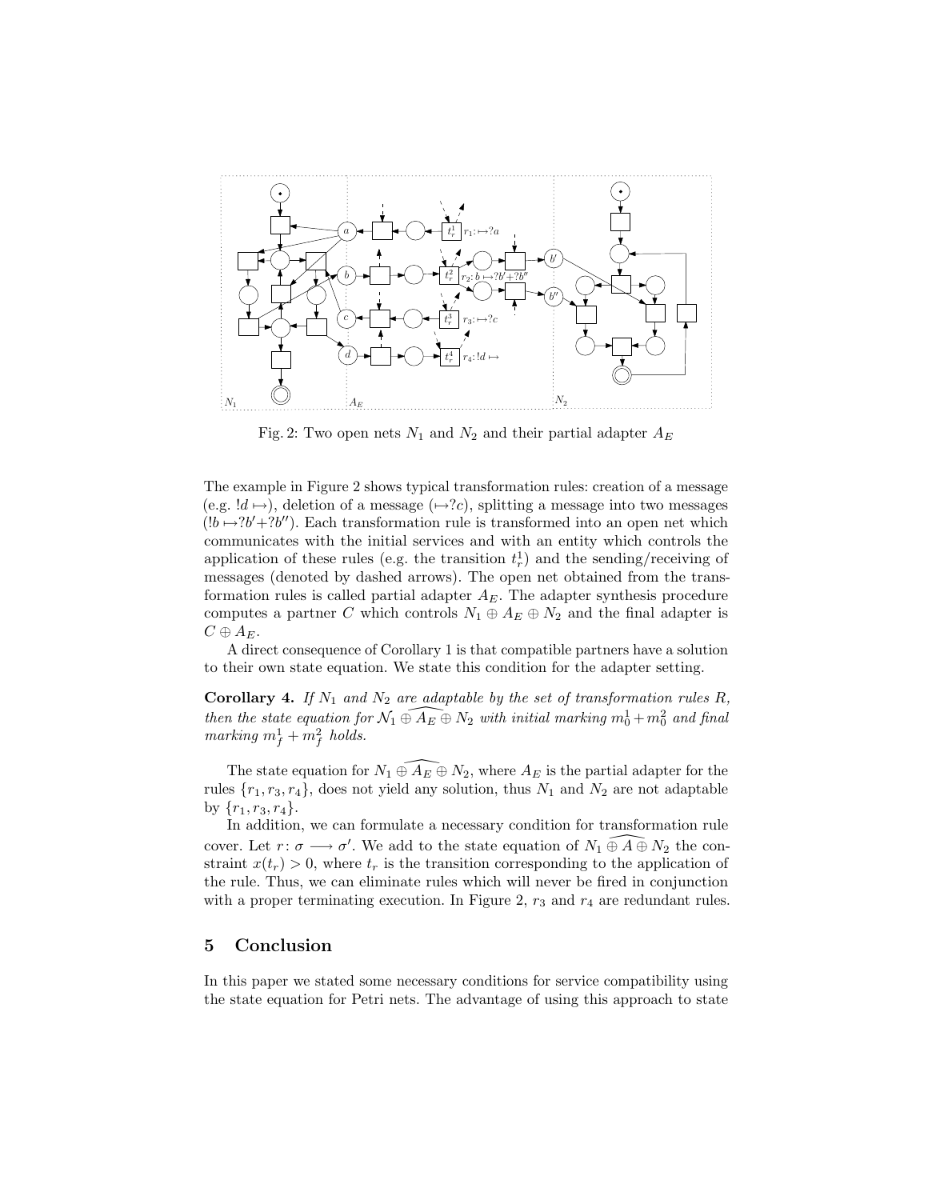Fig. 2: Two open nets $N_1$ and $N_2$ and their partial adapter $A_E$

The example in Figure 2 shows typical transformation rules: creation of a message (e.g. $!d \mapsto$), deletion of a message ($\mapsto ?c$), splitting a message into two messages ($!b \mapsto ?b' + ?b''$). Each transformation rule is transformed into an open net which communicates with the initial services and with an entity which controls the application of these rules (e.g. the transition $t_r^1$) and the sending/receiving of messages (denoted by dashed arrows). The open net obtained from the transformation rules is called partial adapter $A_E$. The adapter synthesis procedure computes a partner $C$ which controls $N_1 \oplus A_E \oplus N_2$ and the final adapter is $C \oplus A_E$.

A direct consequence of Corollary 1 is that compatible partners have a solution to their own state equation. We state this condition for the adapter setting.

**Corollary 4.** *If $N_1$ and $N_2$ are adaptable by the set of transformation rules $R$, then the state equation for $\mathcal{N}_1 \oplus \widehat{A_E} \oplus N_2$ with initial marking $m_0^1 + m_0^2$ and final marking $m_f^1 + m_f^2$ holds.*

The state equation for $N_1 \oplus \widehat{A_E} \oplus N_2$, where $A_E$ is the partial adapter for the rules $\{r_1, r_3, r_4\}$, does not yield any solution, thus $N_1$ and $N_2$ are not adaptable by $\{r_1, r_3, r_4\}$.

In addition, we can formulate a necessary condition for transformation rule cover. Let $r\colon \sigma \longrightarrow \sigma'$. We add to the state equation of $N_1 \widehat{\oplus A \oplus} N_2$ the constraint $x(t_r) > 0$, where $t_r$ is the transition corresponding to the application of the rule. Thus, we can eliminate rules which will never be fired in conjunction with a proper terminating execution. In Figure 2, $r_3$ and $r_4$ are redundant rules.

## 5 Conclusion

In this paper we stated some necessary conditions for service compatibility using the state equation for Petri nets. The advantage of using this approach to state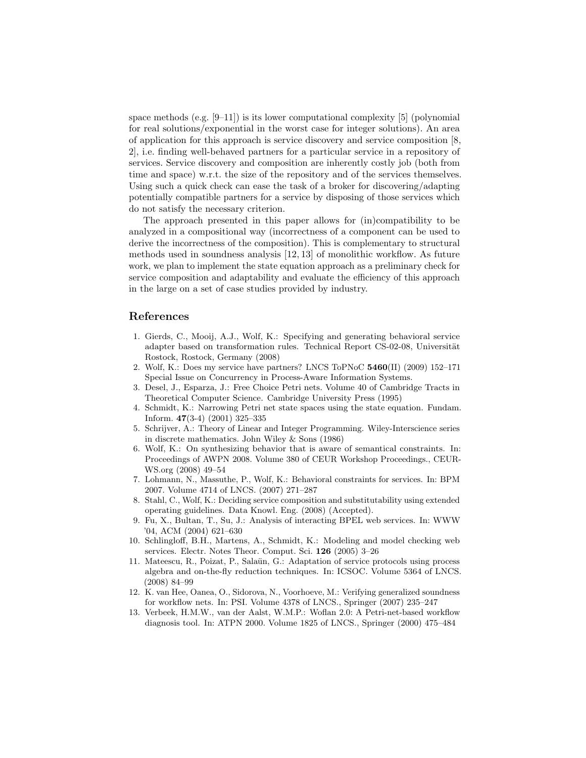space methods (e.g. [9–11]) is its lower computational complexity [5] (polynomial for real solutions/exponential in the worst case for integer solutions). An area of application for this approach is service discovery and service composition [8, 2], i.e. finding well-behaved partners for a particular service in a repository of services. Service discovery and composition are inherently costly job (both from time and space) w.r.t. the size of the repository and of the services themselves. Using such a quick check can ease the task of a broker for discovering/adapting potentially compatible partners for a service by disposing of those services which do not satisfy the necessary criterion.

The approach presented in this paper allows for (in)compatibility to be analyzed in a compositional way (incorrectness of a component can be used to derive the incorrectness of the composition). This is complementary to structural methods used in soundness analysis [12, 13] of monolithic workflow. As future work, we plan to implement the state equation approach as a preliminary check for service composition and adaptability and evaluate the efficiency of this approach in the large on a set of case studies provided by industry.

## References

1. Gierds, C., Mooij, A.J., Wolf, K.: Specifying and generating behavioral service adapter based on transformation rules. Technical Report CS-02-08, Universität Rostock, Rostock, Germany (2008)
2. Wolf, K.: Does my service have partners? LNCS ToPNoC **5460**(II) (2009) 152–171 Special Issue on Concurrency in Process-Aware Information Systems.
3. Desel, J., Esparza, J.: Free Choice Petri nets. Volume 40 of Cambridge Tracts in Theoretical Computer Science. Cambridge University Press (1995)
4. Schmidt, K.: Narrowing Petri net state spaces using the state equation. Fundam. Inform. **47**(3-4) (2001) 325–335
5. Schrijver, A.: Theory of Linear and Integer Programming. Wiley-Interscience series in discrete mathematics. John Wiley & Sons (1986)
6. Wolf, K.: On synthesizing behavior that is aware of semantical constraints. In: Proceedings of AWPN 2008. Volume 380 of CEUR Workshop Proceedings., CEUR-WS.org (2008) 49–54
7. Lohmann, N., Massuthe, P., Wolf, K.: Behavioral constraints for services. In: BPM 2007. Volume 4714 of LNCS. (2007) 271–287
8. Stahl, C., Wolf, K.: Deciding service composition and substitutability using extended operating guidelines. Data Knowl. Eng. (2008) (Accepted).
9. Fu, X., Bultan, T., Su, J.: Analysis of interacting BPEL web services. In: WWW '04, ACM (2004) 621–630
10. Schlingloff, B.H., Martens, A., Schmidt, K.: Modeling and model checking web services. Electr. Notes Theor. Comput. Sci. **126** (2005) 3–26
11. Mateescu, R., Poizat, P., Salaün, G.: Adaptation of service protocols using process algebra and on-the-fly reduction techniques. In: ICSOC. Volume 5364 of LNCS. (2008) 84–99
12. K. van Hee, Oanea, O., Sidorova, N., Voorhoeve, M.: Verifying generalized soundness for workflow nets. In: PSI. Volume 4378 of LNCS., Springer (2007) 235–247
13. Verbeek, H.M.W., van der Aalst, W.M.P.: Woflan 2.0: A Petri-net-based workflow diagnosis tool. In: ATPN 2000. Volume 1825 of LNCS., Springer (2000) 475–484